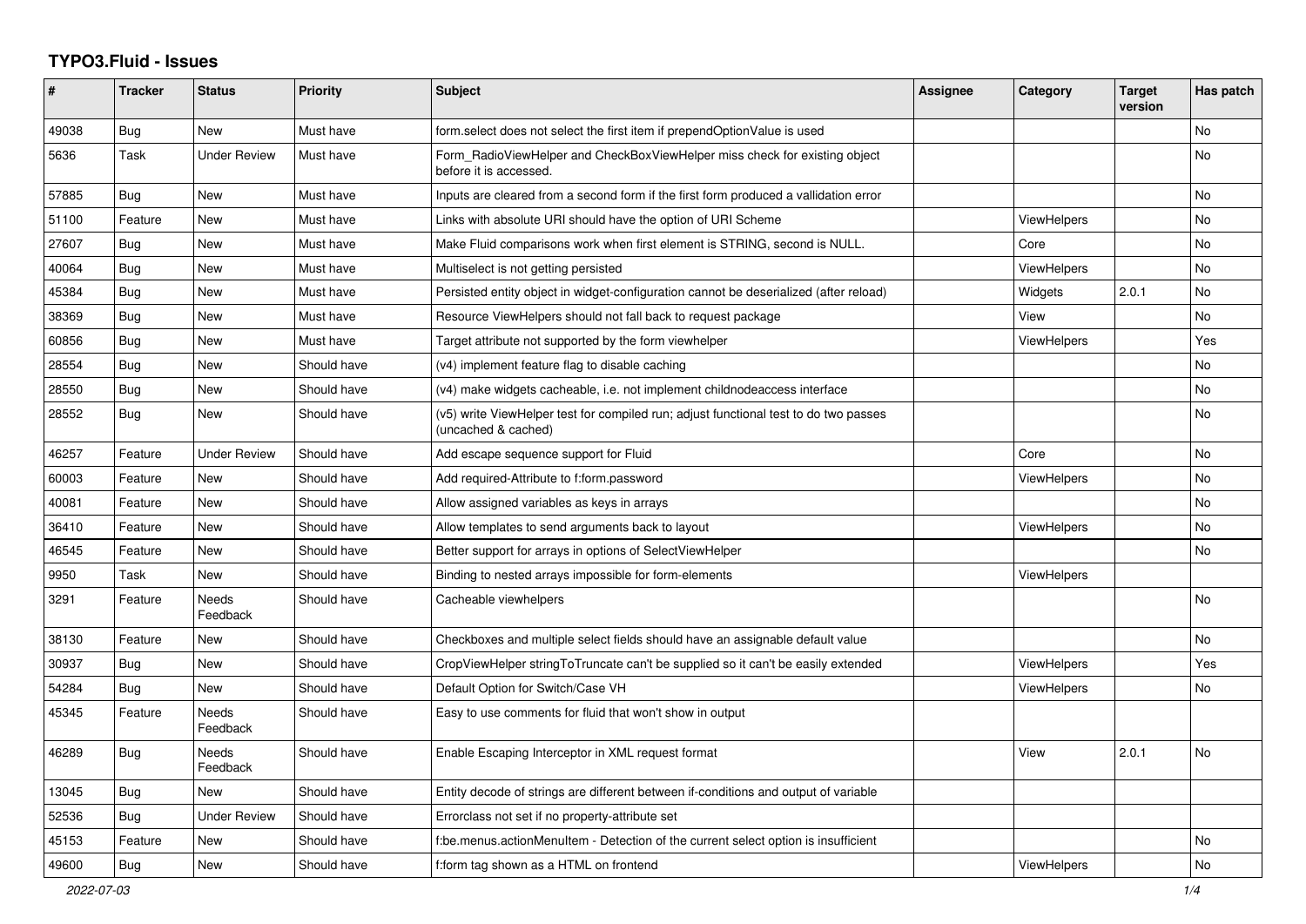# TYPO3.Fluid - Issues

| # | Tracker | Status | Priority | Subject | Assignee | Category | Target version | Has patch |
|---|---|---|---|---|---|---|---|---|
| 49038 | Bug | New | Must have | form.select does not select the first item if prependOptionValue is used | | | | No |
| 5636 | Task | Under Review | Must have | Form_RadioViewHelper and CheckBoxViewHelper miss check for existing object before it is accessed. | | | | No |
| 57885 | Bug | New | Must have | Inputs are cleared from a second form if the first form produced a vallidation error | | | | No |
| 51100 | Feature | New | Must have | Links with absolute URI should have the option of URI Scheme | | ViewHelpers | | No |
| 27607 | Bug | New | Must have | Make Fluid comparisons work when first element is STRING, second is NULL. | | Core | | No |
| 40064 | Bug | New | Must have | Multiselect is not getting persisted | | ViewHelpers | | No |
| 45384 | Bug | New | Must have | Persisted entity object in widget-configuration cannot be deserialized (after reload) | | Widgets | 2.0.1 | No |
| 38369 | Bug | New | Must have | Resource ViewHelpers should not fall back to request package | | View | | No |
| 60856 | Bug | New | Must have | Target attribute not supported by the form viewhelper | | ViewHelpers | | Yes |
| 28554 | Bug | New | Should have | (v4) implement feature flag to disable caching | | | | No |
| 28550 | Bug | New | Should have | (v4) make widgets cacheable, i.e. not implement childnodeaccess interface | | | | No |
| 28552 | Bug | New | Should have | (v5) write ViewHelper test for compiled run; adjust functional test to do two passes (uncached & cached) | | | | No |
| 46257 | Feature | Under Review | Should have | Add escape sequence support for Fluid | | Core | | No |
| 60003 | Feature | New | Should have | Add required-Attribute to f:form.password | | ViewHelpers | | No |
| 40081 | Feature | New | Should have | Allow assigned variables as keys in arrays | | | | No |
| 36410 | Feature | New | Should have | Allow templates to send arguments back to layout | | ViewHelpers | | No |
| 46545 | Feature | New | Should have | Better support for arrays in options of SelectViewHelper | | | | No |
| 9950 | Task | New | Should have | Binding to nested arrays impossible for form-elements | | ViewHelpers | | |
| 3291 | Feature | Needs Feedback | Should have | Cacheable viewhelpers | | | | No |
| 38130 | Feature | New | Should have | Checkboxes and multiple select fields should have an assignable default value | | | | No |
| 30937 | Bug | New | Should have | CropViewHelper stringToTruncate can't be supplied so it can't be easily extended | | ViewHelpers | | Yes |
| 54284 | Bug | New | Should have | Default Option for Switch/Case VH | | ViewHelpers | | No |
| 45345 | Feature | Needs Feedback | Should have | Easy to use comments for fluid that won't show in output | | | | |
| 46289 | Bug | Needs Feedback | Should have | Enable Escaping Interceptor in XML request format | | View | 2.0.1 | No |
| 13045 | Bug | New | Should have | Entity decode of strings are different between if-conditions and output of variable | | | | |
| 52536 | Bug | Under Review | Should have | Errorclass not set if no property-attribute set | | | | |
| 45153 | Feature | New | Should have | f:be.menus.actionMenuItem - Detection of the current select option is insufficient | | | | No |
| 49600 | Bug | New | Should have | f:form tag shown as a HTML on frontend | | ViewHelpers | | No |

2022-07-03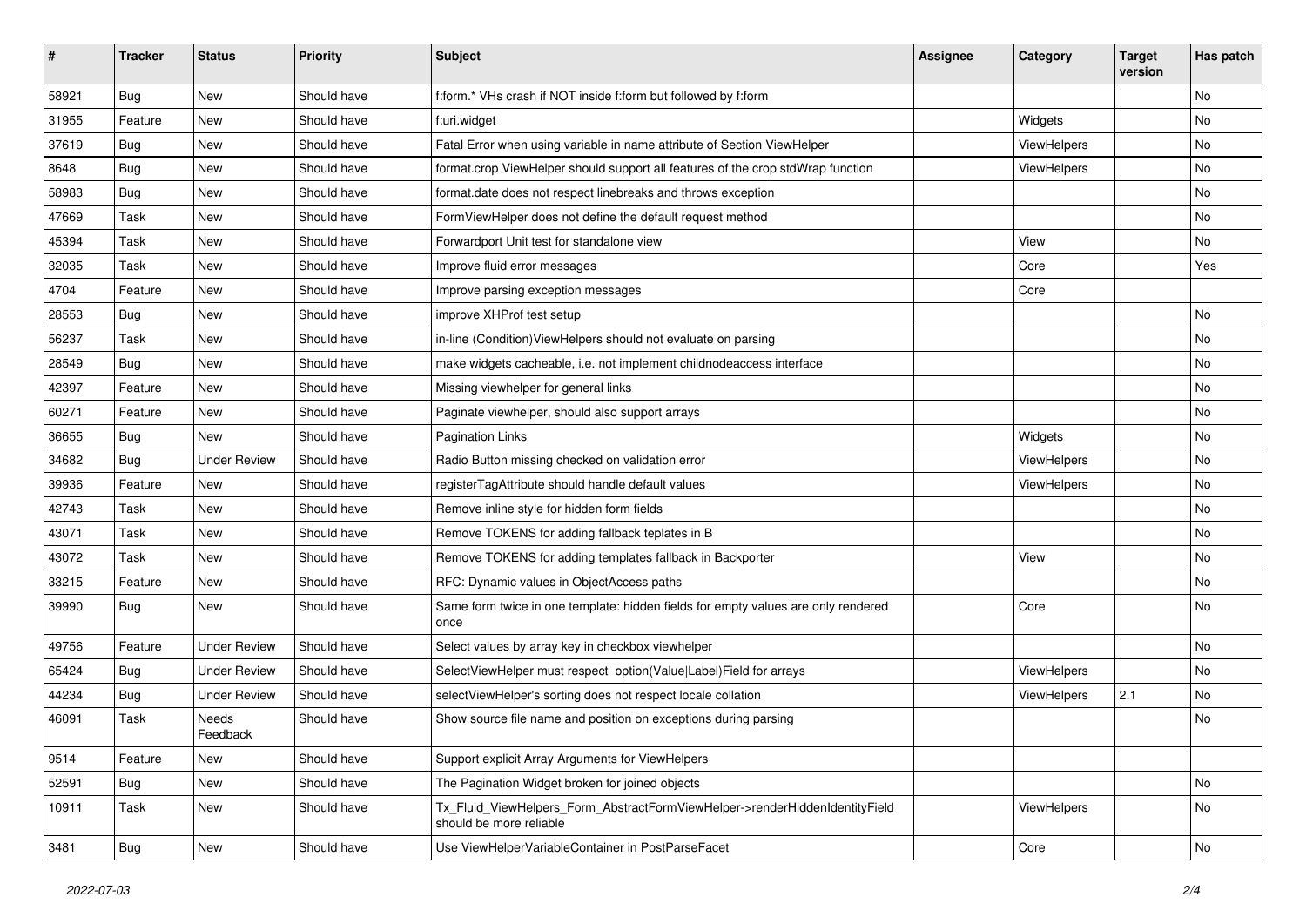| # | Tracker | Status | Priority | Subject | Assignee | Category | Target version | Has patch |
|---|---|---|---|---|---|---|---|---|
| 58921 | Bug | New | Should have | f:form.* VHs crash if NOT inside f:form but followed by f:form | | | | No |
| 31955 | Feature | New | Should have | f:uri.widget | | Widgets | | No |
| 37619 | Bug | New | Should have | Fatal Error when using variable in name attribute of Section ViewHelper | | ViewHelpers | | No |
| 8648 | Bug | New | Should have | format.crop ViewHelper should support all features of the crop stdWrap function | | ViewHelpers | | No |
| 58983 | Bug | New | Should have | format.date does not respect linebreaks and throws exception | | | | No |
| 47669 | Task | New | Should have | FormViewHelper does not define the default request method | | | | No |
| 45394 | Task | New | Should have | Forwardport Unit test for standalone view | | View | | No |
| 32035 | Task | New | Should have | Improve fluid error messages | | Core | | Yes |
| 4704 | Feature | New | Should have | Improve parsing exception messages | | Core | | |
| 28553 | Bug | New | Should have | improve XHProf test setup | | | | No |
| 56237 | Task | New | Should have | in-line (Condition)ViewHelpers should not evaluate on parsing | | | | No |
| 28549 | Bug | New | Should have | make widgets cacheable, i.e. not implement childnodeaccess interface | | | | No |
| 42397 | Feature | New | Should have | Missing viewhelper for general links | | | | No |
| 60271 | Feature | New | Should have | Paginate viewhelper, should also support arrays | | | | No |
| 36655 | Bug | New | Should have | Pagination Links | | Widgets | | No |
| 34682 | Bug | Under Review | Should have | Radio Button missing checked on validation error | | ViewHelpers | | No |
| 39936 | Feature | New | Should have | registerTagAttribute should handle default values | | ViewHelpers | | No |
| 42743 | Task | New | Should have | Remove inline style for hidden form fields | | | | No |
| 43071 | Task | New | Should have | Remove TOKENS for adding fallback teplates in B | | | | No |
| 43072 | Task | New | Should have | Remove TOKENS for adding templates fallback in Backporter | | View | | No |
| 33215 | Feature | New | Should have | RFC: Dynamic values in ObjectAccess paths | | | | No |
| 39990 | Bug | New | Should have | Same form twice in one template: hidden fields for empty values are only rendered once | | Core | | No |
| 49756 | Feature | Under Review | Should have | Select values by array key in checkbox viewhelper | | | | No |
| 65424 | Bug | Under Review | Should have | SelectViewHelper must respect option(Value\|Label)Field for arrays | | ViewHelpers | | No |
| 44234 | Bug | Under Review | Should have | selectViewHelper's sorting does not respect locale collation | | ViewHelpers | 2.1 | No |
| 46091 | Task | Needs Feedback | Should have | Show source file name and position on exceptions during parsing | | | | No |
| 9514 | Feature | New | Should have | Support explicit Array Arguments for ViewHelpers | | | | |
| 52591 | Bug | New | Should have | The Pagination Widget broken for joined objects | | | | No |
| 10911 | Task | New | Should have | Tx_Fluid_ViewHelpers_Form_AbstractFormViewHelper->renderHiddenIdentityField should be more reliable | | ViewHelpers | | No |
| 3481 | Bug | New | Should have | Use ViewHelperVariableContainer in PostParseFacet | | Core | | No |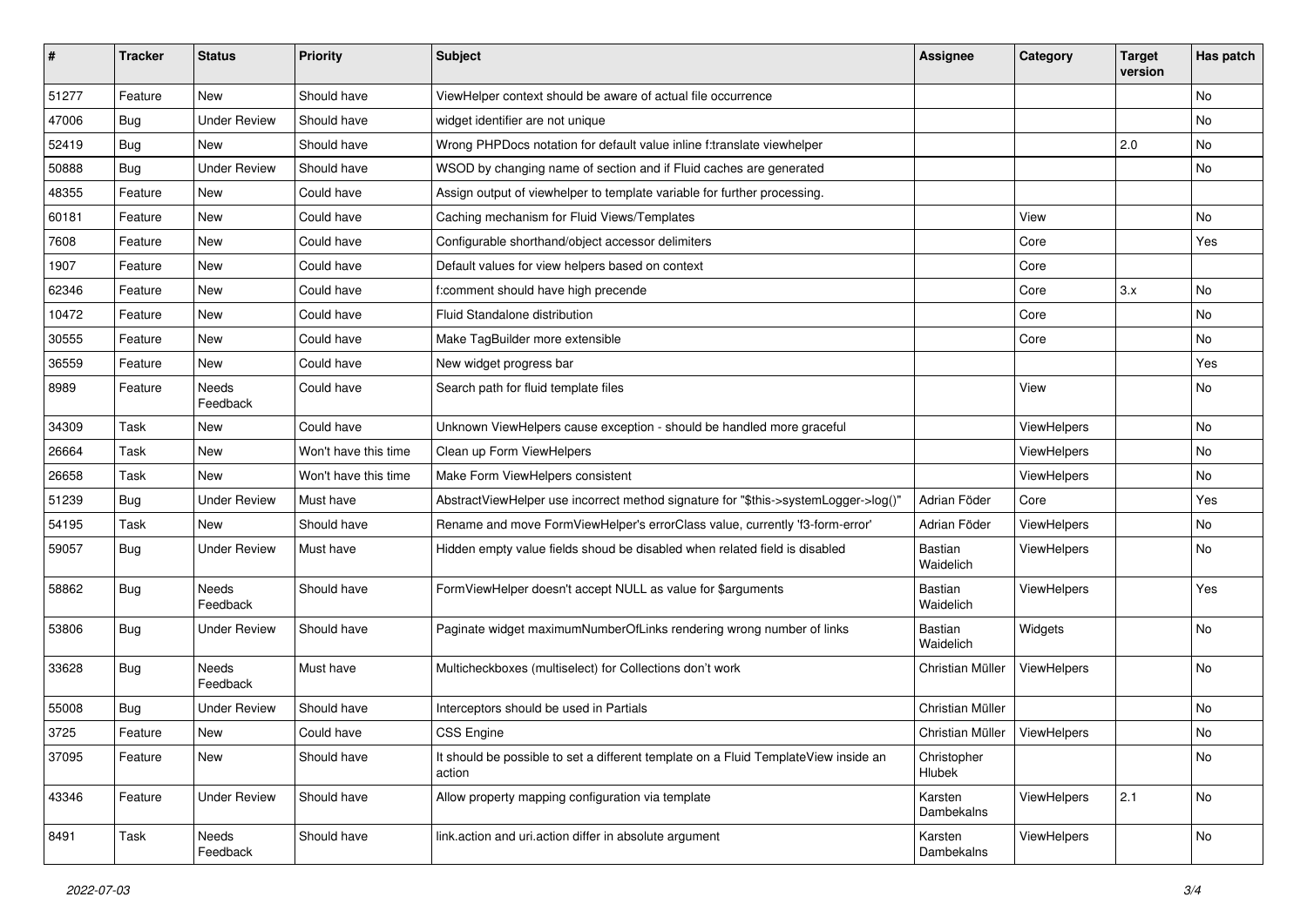| # | Tracker | Status | Priority | Subject | Assignee | Category | Target version | Has patch |
|---|---|---|---|---|---|---|---|---|
| 51277 | Feature | New | Should have | ViewHelper context should be aware of actual file occurrence | | | | No |
| 47006 | Bug | Under Review | Should have | widget identifier are not unique | | | | No |
| 52419 | Bug | New | Should have | Wrong PHPDocs notation for default value inline f:translate viewhelper | | | 2.0 | No |
| 50888 | Bug | Under Review | Should have | WSOD by changing name of section and if Fluid caches are generated | | | | No |
| 48355 | Feature | New | Could have | Assign output of viewhelper to template variable for further processing. | | | | |
| 60181 | Feature | New | Could have | Caching mechanism for Fluid Views/Templates | | View | | No |
| 7608 | Feature | New | Could have | Configurable shorthand/object accessor delimiters | | Core | | Yes |
| 1907 | Feature | New | Could have | Default values for view helpers based on context | | Core | | |
| 62346 | Feature | New | Could have | f:comment should have high precende | | Core | 3.x | No |
| 10472 | Feature | New | Could have | Fluid Standalone distribution | | Core | | No |
| 30555 | Feature | New | Could have | Make TagBuilder more extensible | | Core | | No |
| 36559 | Feature | New | Could have | New widget progress bar | | | | Yes |
| 8989 | Feature | Needs Feedback | Could have | Search path for fluid template files | | View | | No |
| 34309 | Task | New | Could have | Unknown ViewHelpers cause exception - should be handled more graceful | | ViewHelpers | | No |
| 26664 | Task | New | Won't have this time | Clean up Form ViewHelpers | | ViewHelpers | | No |
| 26658 | Task | New | Won't have this time | Make Form ViewHelpers consistent | | ViewHelpers | | No |
| 51239 | Bug | Under Review | Must have | AbstractViewHelper use incorrect method signature for "$this->systemLogger->log()" | Adrian Föder | Core | | Yes |
| 54195 | Task | New | Should have | Rename and move FormViewHelper's errorClass value, currently 'f3-form-error' | Adrian Föder | ViewHelpers | | No |
| 59057 | Bug | Under Review | Must have | Hidden empty value fields shoud be disabled when related field is disabled | Bastian Waidelich | ViewHelpers | | No |
| 58862 | Bug | Needs Feedback | Should have | FormViewHelper doesn't accept NULL as value for $arguments | Bastian Waidelich | ViewHelpers | | Yes |
| 53806 | Bug | Under Review | Should have | Paginate widget maximumNumberOfLinks rendering wrong number of links | Bastian Waidelich | Widgets | | No |
| 33628 | Bug | Needs Feedback | Must have | Multicheckboxes (multiselect) for Collections don't work | Christian Müller | ViewHelpers | | No |
| 55008 | Bug | Under Review | Should have | Interceptors should be used in Partials | Christian Müller | | | No |
| 3725 | Feature | New | Could have | CSS Engine | Christian Müller | ViewHelpers | | No |
| 37095 | Feature | New | Should have | It should be possible to set a different template on a Fluid TemplateView inside an action | Christopher Hlubek | | | No |
| 43346 | Feature | Under Review | Should have | Allow property mapping configuration via template | Karsten Dambekalns | ViewHelpers | 2.1 | No |
| 8491 | Task | Needs Feedback | Should have | link.action and uri.action differ in absolute argument | Karsten Dambekalns | ViewHelpers | | No |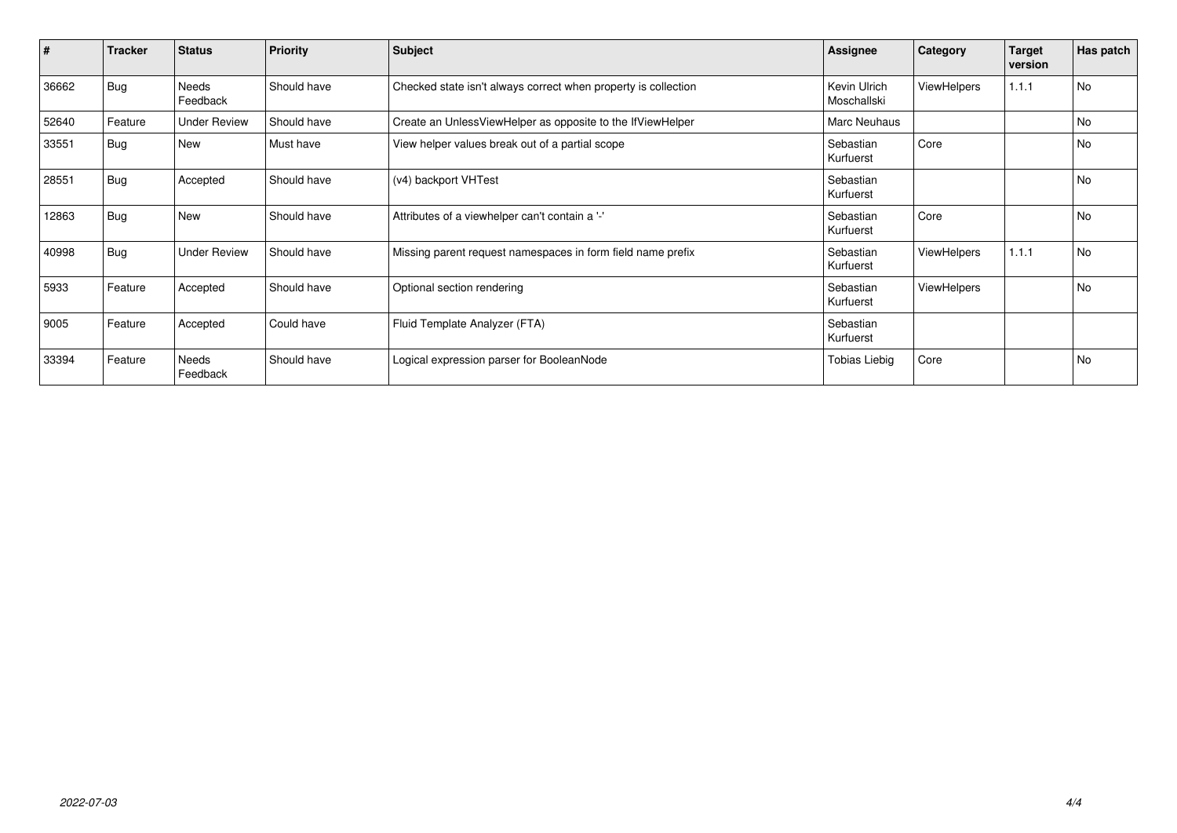| # | Tracker | Status | Priority | Subject | Assignee | Category | Target version | Has patch |
|---|---|---|---|---|---|---|---|---|
| 36662 | Bug | Needs Feedback | Should have | Checked state isn't always correct when property is collection | Kevin Ulrich Moschallski | ViewHelpers | 1.1.1 | No |
| 52640 | Feature | Under Review | Should have | Create an UnlessViewHelper as opposite to the IfViewHelper | Marc Neuhaus | | | No |
| 33551 | Bug | New | Must have | View helper values break out of a partial scope | Sebastian Kurfuerst | Core | | No |
| 28551 | Bug | Accepted | Should have | (v4) backport VHTest | Sebastian Kurfuerst | | | No |
| 12863 | Bug | New | Should have | Attributes of a viewhelper can't contain a '-' | Sebastian Kurfuerst | Core | | No |
| 40998 | Bug | Under Review | Should have | Missing parent request namespaces in form field name prefix | Sebastian Kurfuerst | ViewHelpers | 1.1.1 | No |
| 5933 | Feature | Accepted | Should have | Optional section rendering | Sebastian Kurfuerst | ViewHelpers | | No |
| 9005 | Feature | Accepted | Could have | Fluid Template Analyzer (FTA) | Sebastian Kurfuerst | | | |
| 33394 | Feature | Needs Feedback | Should have | Logical expression parser for BooleanNode | Tobias Liebig | Core | | No |

*2022-07-03*